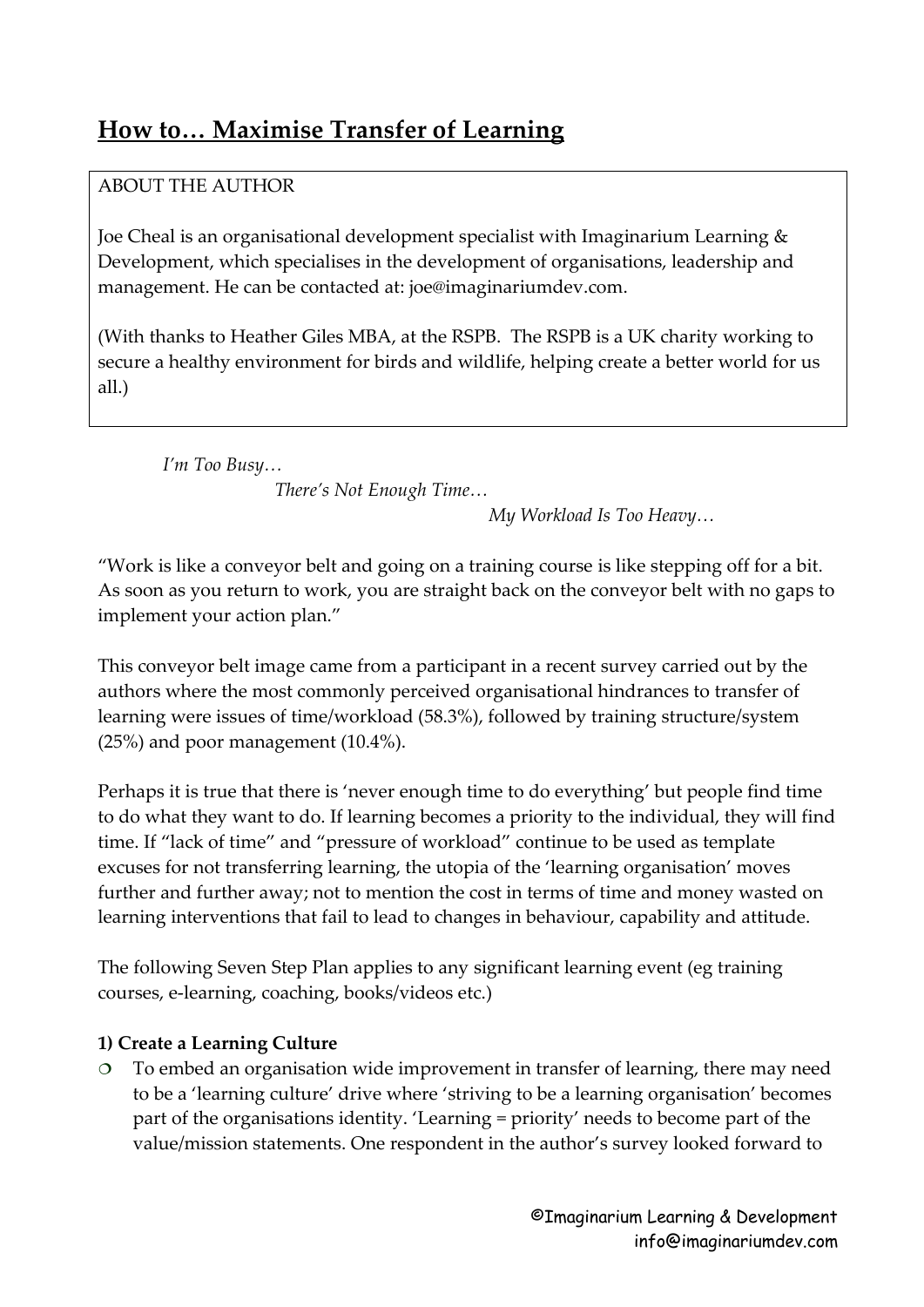# How to… Maximise Transfer of Learning

ABOUT THE AUTHOR

Joe Cheal is an organisational development specialist with Imaginarium Learning & Development, which specialises in the development of organisations, leadership and management. He can be contacted at: joe@imaginariumdev.com.

(With thanks to Heather Giles MBA, at the RSPB. The RSPB is a UK charity working to secure a healthy environment for birds and wildlife, helping create a better world for us all.)

*I'm Too Busy…*

*There's Not Enough Time…*

*My Workload Is Too Heavy…*

"Work is like a conveyor belt and going on a training course is like stepping off for a bit. As soon as you return to work, you are straight back on the conveyor belt with no gaps to implement your action plan."

This conveyor belt image came from a participant in a recent survey carried out by the authors where the most commonly perceived organisational hindrances to transfer of learning were issues of time/workload (58.3%), followed by training structure/system (25%) and poor management (10.4%).

Perhaps it is true that there is 'never enough time to do everything' but people find time to do what they want to do. If learning becomes a priority to the individual, they will find time. If "lack of time" and "pressure of workload" continue to be used as template excuses for not transferring learning, the utopia of the 'learning organisation' moves further and further away; not to mention the cost in terms of time and money wasted on learning interventions that fail to lead to changes in behaviour, capability and attitude.

The following Seven Step Plan applies to any significant learning event (eg training courses, e-learning, coaching, books/videos etc.)

**1) Create a Learning Culture**

- To embed an organisation wide improvement in transfer of learning, there may need to be a 'learning culture' drive where 'striving to be a learning organisation' becomes part of the organisations identity. 'Learning = priority' needs to become part of the value/mission statements. One respondent in the author's survey looked forward to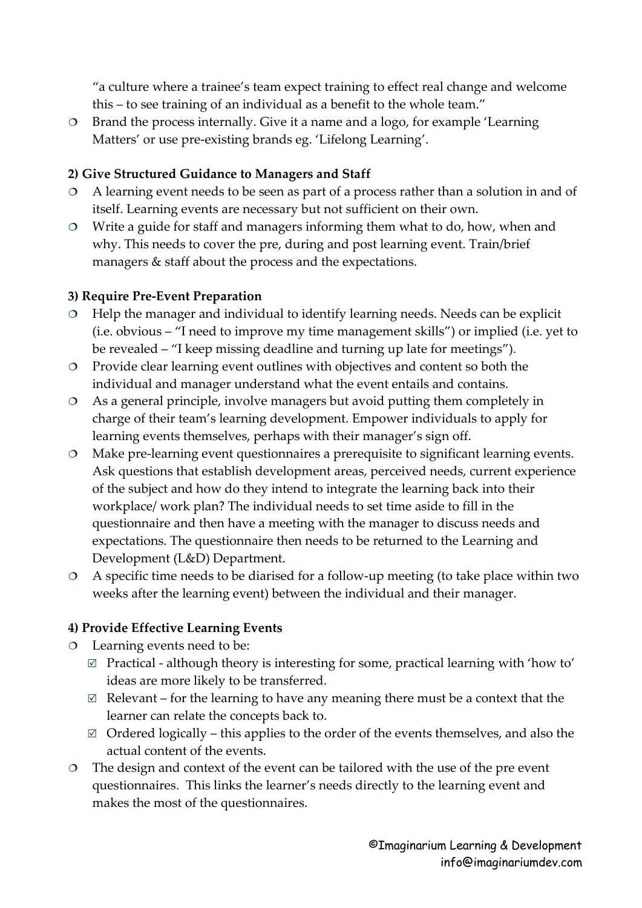"a culture where a trainee's team expect training to effect real change and welcome this – to see training of an individual as a benefit to the whole team."

- Brand the process internally. Give it a name and a logo, for example 'Learning Matters' or use pre-existing brands eg. 'Lifelong Learning'.

**2) Give Structured Guidance to Managers and Staff**

- A learning event needs to be seen as part of a process rather than a solution in and of itself. Learning events are necessary but not sufficient on their own.
- Write a guide for staff and managers informing them what to do, how, when and why. This needs to cover the pre, during and post learning event. Train/brief managers & staff about the process and the expectations.

**3) Require Pre-Event Preparation**

- Help the manager and individual to identify learning needs. Needs can be explicit (i.e. obvious – "I need to improve my time management skills") or implied (i.e. yet to be revealed – "I keep missing deadline and turning up late for meetings").
- Provide clear learning event outlines with objectives and content so both the individual and manager understand what the event entails and contains.
- As a general principle, involve managers but avoid putting them completely in charge of their team's learning development. Empower individuals to apply for learning events themselves, perhaps with their manager's sign off.
- Make pre-learning event questionnaires a prerequisite to significant learning events. Ask questions that establish development areas, perceived needs, current experience of the subject and how do they intend to integrate the learning back into their workplace/ work plan? The individual needs to set time aside to fill in the questionnaire and then have a meeting with the manager to discuss needs and expectations. The questionnaire then needs to be returned to the Learning and Development (L&D) Department.
- A specific time needs to be diarised for a follow-up meeting (to take place within two weeks after the learning event) between the individual and their manager.

**4) Provide Effective Learning Events**

- Learning events need to be:
  - ☑ Practical - although theory is interesting for some, practical learning with 'how to' ideas are more likely to be transferred.
  - ☑ Relevant – for the learning to have any meaning there must be a context that the learner can relate the concepts back to.
  - ☑ Ordered logically – this applies to the order of the events themselves, and also the actual content of the events.
- The design and context of the event can be tailored with the use of the pre event questionnaires. This links the learner's needs directly to the learning event and makes the most of the questionnaires.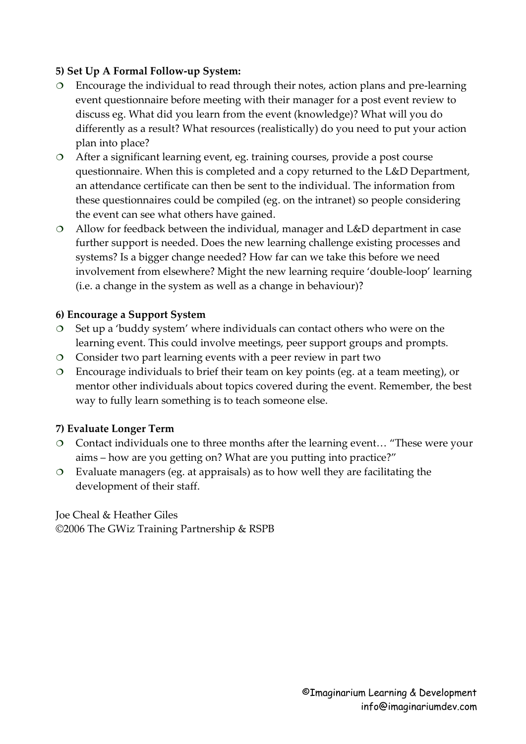**5) Set Up A Formal Follow-up System:**

- Encourage the individual to read through their notes, action plans and pre-learning event questionnaire before meeting with their manager for a post event review to discuss eg. What did you learn from the event (knowledge)? What will you do differently as a result? What resources (realistically) do you need to put your action plan into place?
- After a significant learning event, eg. training courses, provide a post course questionnaire. When this is completed and a copy returned to the L&D Department, an attendance certificate can then be sent to the individual. The information from these questionnaires could be compiled (eg. on the intranet) so people considering the event can see what others have gained.
- Allow for feedback between the individual, manager and L&D department in case further support is needed. Does the new learning challenge existing processes and systems? Is a bigger change needed? How far can we take this before we need involvement from elsewhere? Might the new learning require 'double-loop' learning (i.e. a change in the system as well as a change in behaviour)?

**6) Encourage a Support System**

- Set up a 'buddy system' where individuals can contact others who were on the learning event. This could involve meetings, peer support groups and prompts.
- Consider two part learning events with a peer review in part two
- Encourage individuals to brief their team on key points (eg. at a team meeting), or mentor other individuals about topics covered during the event. Remember, the best way to fully learn something is to teach someone else.

**7) Evaluate Longer Term**

- Contact individuals one to three months after the learning event… "These were your aims – how are you getting on? What are you putting into practice?"
- Evaluate managers (eg. at appraisals) as to how well they are facilitating the development of their staff.

Joe Cheal & Heather Giles
©2006 The GWiz Training Partnership & RSPB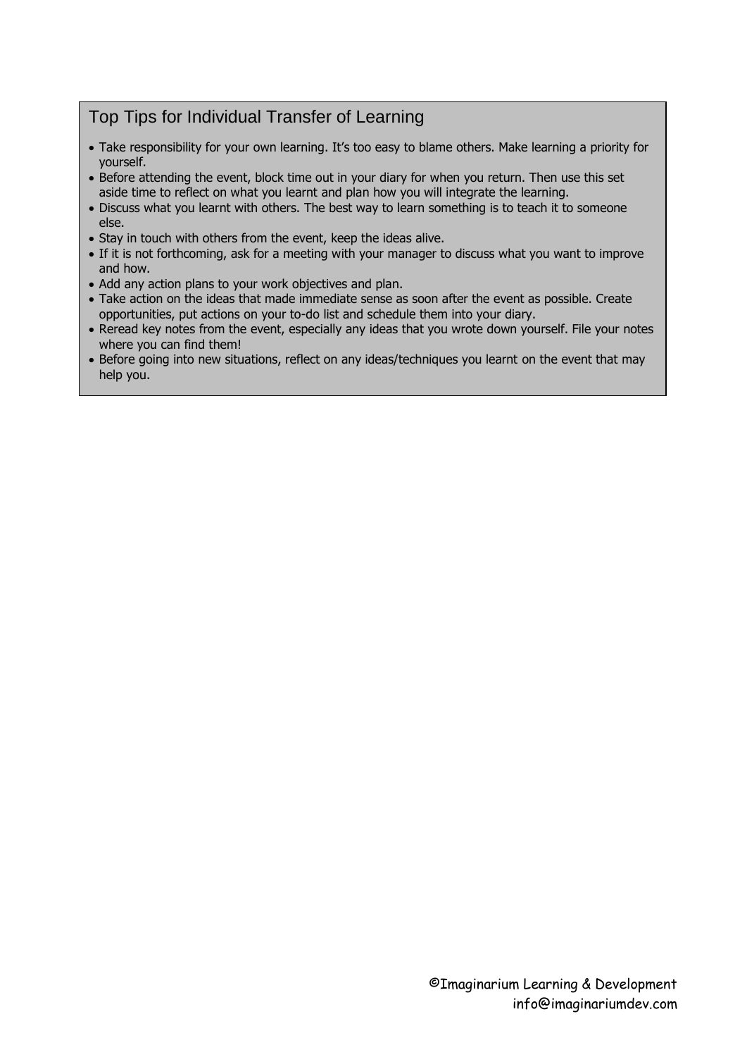## Top Tips for Individual Transfer of Learning

- Take responsibility for your own learning. It's too easy to blame others. Make learning a priority for yourself.
- Before attending the event, block time out in your diary for when you return. Then use this set aside time to reflect on what you learnt and plan how you will integrate the learning.
- Discuss what you learnt with others. The best way to learn something is to teach it to someone else.
- Stay in touch with others from the event, keep the ideas alive.
- If it is not forthcoming, ask for a meeting with your manager to discuss what you want to improve and how.
- Add any action plans to your work objectives and plan.
- Take action on the ideas that made immediate sense as soon after the event as possible. Create opportunities, put actions on your to-do list and schedule them into your diary.
- Reread key notes from the event, especially any ideas that you wrote down yourself. File your notes where you can find them!
- Before going into new situations, reflect on any ideas/techniques you learnt on the event that may help you.

©Imaginarium Learning & Development
info@imaginariumdev.com